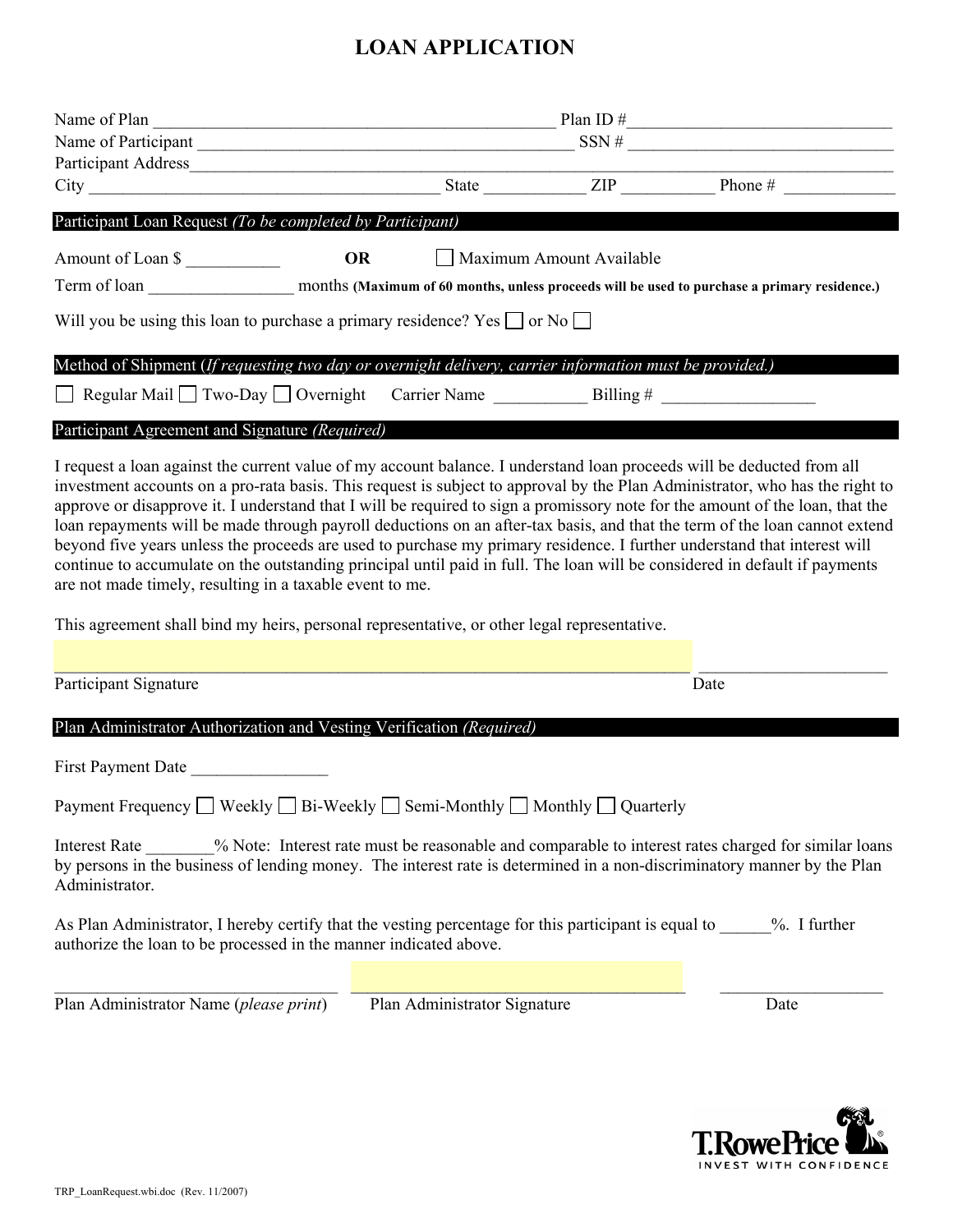# LOAN APPLICATION

Name of Plan ______________________________________________ Plan ID #_____________________________

Name of Participant ___________________________________________ SSN # _____________________________

Participant Address_____________________________________________________________________________

City _______________________________________ State ___________ ZIP __________ Phone # ____________

## Participant Loan Request *(To be completed by Participant)*

Amount of Loan $ ___________ **OR** ☐ Maximum Amount Available

Term of loan ________________ months **(Maximum of 60 months, unless proceeds will be used to purchase a primary residence.)**

Will you be using this loan to purchase a primary residence? Yes ☐ or No ☐

## Method of Shipment (*If requesting two day or overnight delivery, carrier information must be provided.)*

☐ Regular Mail ☐ Two-Day ☐ Overnight Carrier Name ___________ Billing # __________________

## Participant Agreement and Signature *(Required)*

I request a loan against the current value of my account balance. I understand loan proceeds will be deducted from all investment accounts on a pro-rata basis. This request is subject to approval by the Plan Administrator, who has the right to approve or disapprove it. I understand that I will be required to sign a promissory note for the amount of the loan, that the loan repayments will be made through payroll deductions on an after-tax basis, and that the term of the loan cannot extend beyond five years unless the proceeds are used to purchase my primary residence. I further understand that interest will continue to accumulate on the outstanding principal until paid in full. The loan will be considered in default if payments are not made timely, resulting in a taxable event to me.

This agreement shall bind my heirs, personal representative, or other legal representative.

______________________________________________________________________ ______________________

Participant Signature Date

## Plan Administrator Authorization and Vesting Verification *(Required)*

First Payment Date ________________

Payment Frequency ☐ Weekly ☐ Bi-Weekly ☐ Semi-Monthly ☐ Monthly ☐ Quarterly

Interest Rate ________% Note: Interest rate must be reasonable and comparable to interest rates charged for similar loans by persons in the business of lending money. The interest rate is determined in a non-discriminatory manner by the Plan Administrator.

As Plan Administrator, I hereby certify that the vesting percentage for this participant is equal to ______%. I further authorize the loan to be processed in the manner indicated above.

_________________________________ ____________________________________ ___________________

Plan Administrator Name (*please print*) Plan Administrator Signature Date

T. Rowe Price
INVEST WITH CONFIDENCE

TRP_LoanRequest.wbi.doc (Rev. 11/2007)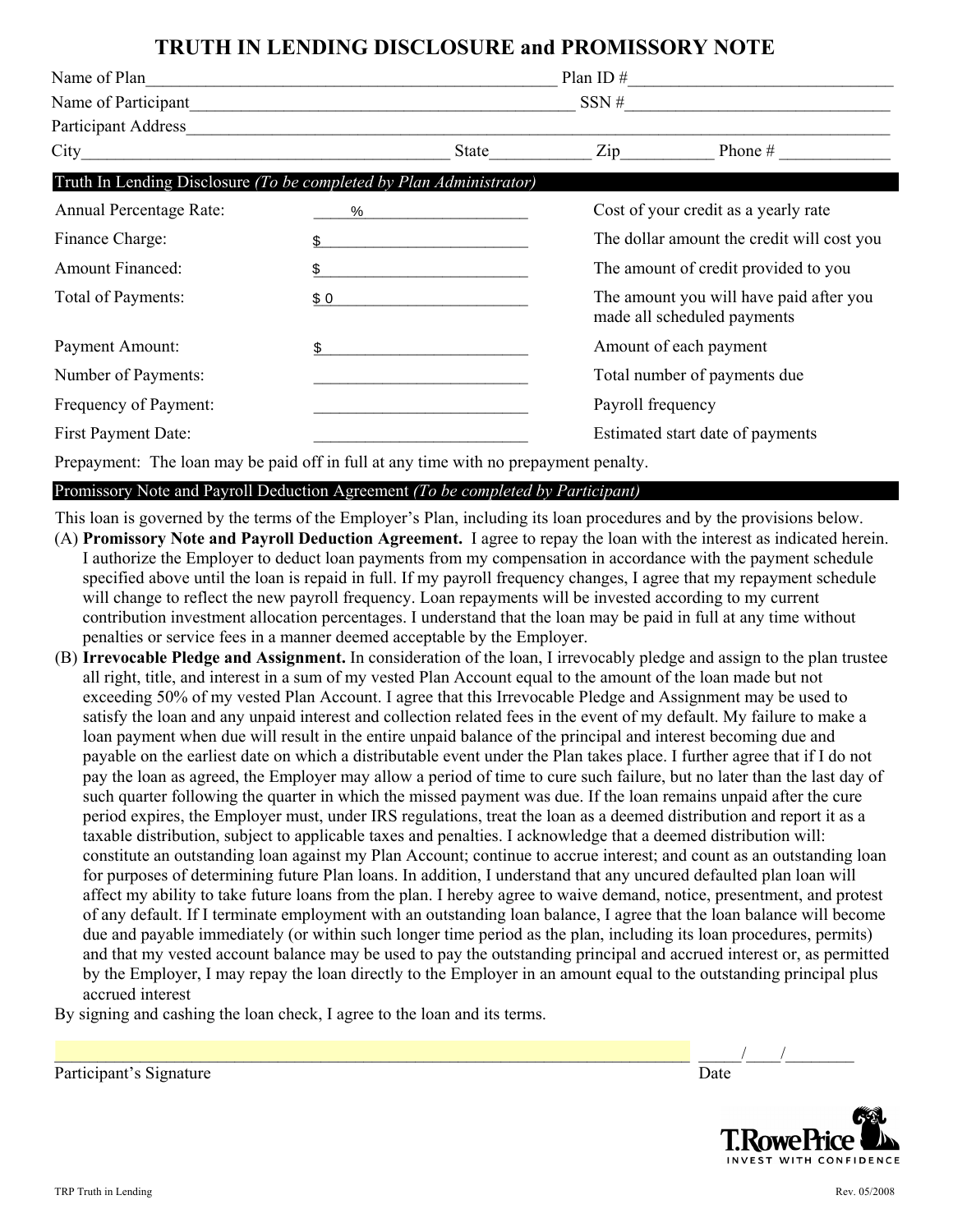# TRUTH IN LENDING DISCLOSURE and PROMISSORY NOTE

Name of Plan_________________________________________________ Plan ID #______________________________

Name of Participant_____________________________________________ SSN #______________________________

Participant Address_____________________________________________________________________________________

City__________________________________________ State___________ Zip__________ Phone # _____________

## Truth In Lending Disclosure *(To be completed by Plan Administrator)*

| | | |
|---|---|---|
| Annual Percentage Rate: | ____%___________________ | Cost of your credit as a yearly rate |
| Finance Charge: | $________________________ | The dollar amount the credit will cost you |
| Amount Financed: | $________________________ | The amount of credit provided to you |
| Total of Payments: | $ 0______________________ | The amount you will have paid after you made all scheduled payments |
| Payment Amount: | $________________________ | Amount of each payment |
| Number of Payments: | _________________________ | Total number of payments due |
| Frequency of Payment: | _________________________ | Payroll frequency |
| First Payment Date: | _________________________ | Estimated start date of payments |

Prepayment: The loan may be paid off in full at any time with no prepayment penalty.

## Promissory Note and Payroll Deduction Agreement *(To be completed by Participant)*

This loan is governed by the terms of the Employer's Plan, including its loan procedures and by the provisions below.

(A) **Promissory Note and Payroll Deduction Agreement.** I agree to repay the loan with the interest as indicated herein. I authorize the Employer to deduct loan payments from my compensation in accordance with the payment schedule specified above until the loan is repaid in full. If my payroll frequency changes, I agree that my repayment schedule will change to reflect the new payroll frequency. Loan repayments will be invested according to my current contribution investment allocation percentages. I understand that the loan may be paid in full at any time without penalties or service fees in a manner deemed acceptable by the Employer.

(B) **Irrevocable Pledge and Assignment.** In consideration of the loan, I irrevocably pledge and assign to the plan trustee all right, title, and interest in a sum of my vested Plan Account equal to the amount of the loan made but not exceeding 50% of my vested Plan Account. I agree that this Irrevocable Pledge and Assignment may be used to satisfy the loan and any unpaid interest and collection related fees in the event of my default. My failure to make a loan payment when due will result in the entire unpaid balance of the principal and interest becoming due and payable on the earliest date on which a distributable event under the Plan takes place. I further agree that if I do not pay the loan as agreed, the Employer may allow a period of time to cure such failure, but no later than the last day of such quarter following the quarter in which the missed payment was due. If the loan remains unpaid after the cure period expires, the Employer must, under IRS regulations, treat the loan as a deemed distribution and report it as a taxable distribution, subject to applicable taxes and penalties. I acknowledge that a deemed distribution will: constitute an outstanding loan against my Plan Account; continue to accrue interest; and count as an outstanding loan for purposes of determining future Plan loans. In addition, I understand that any uncured defaulted plan loan will affect my ability to take future loans from the plan. I hereby agree to waive demand, notice, presentment, and protest of any default. If I terminate employment with an outstanding loan balance, I agree that the loan balance will become due and payable immediately (or within such longer time period as the plan, including its loan procedures, permits) and that my vested account balance may be used to pay the outstanding principal and accrued interest or, as permitted by the Employer, I may repay the loan directly to the Employer in an amount equal to the outstanding principal plus accrued interest

By signing and cashing the loan check, I agree to the loan and its terms.

_____________________________________________________________________________ _____/____/________

Participant's Signature Date

T.RowePrice
INVEST WITH CONFIDENCE

TRP Truth in Lending Rev. 05/2008